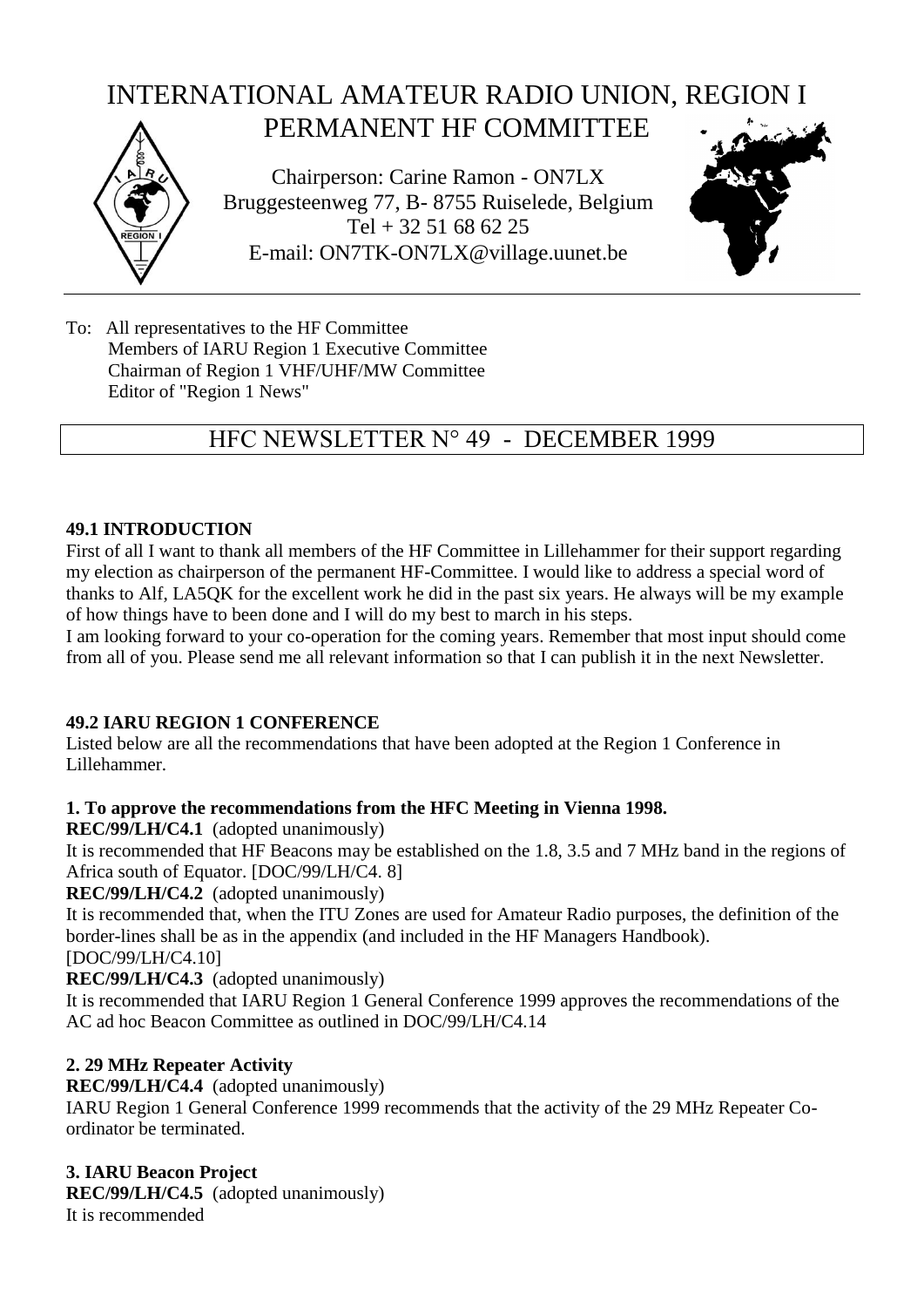# INTERNATIONAL AMATEUR RADIO UNION, REGION I
## PERMANENT HF COMMITTEE

Chairperson: Carine Ramon - ON7LX
Bruggesteenweg 77, B- 8755 Ruiselede, Belgium
Tel + 32 51 68 62 25
E-mail: ON7TK-ON7LX@village.uunet.be

To: All representatives to the HF Committee
Members of IARU Region 1 Executive Committee
Chairman of Region 1 VHF/UHF/MW Committee
Editor of "Region 1 News"

## HFC NEWSLETTER N° 49 - DECEMBER 1999

### 49.1 INTRODUCTION

First of all I want to thank all members of the HF Committee in Lillehammer for their support regarding my election as chairperson of the permanent HF-Committee. I would like to address a special word of thanks to Alf, LA5QK for the excellent work he did in the past six years. He always will be my example of how things have to been done and I will do my best to march in his steps.

I am looking forward to your co-operation for the coming years. Remember that most input should come from all of you. Please send me all relevant information so that I can publish it in the next Newsletter.

### 49.2 IARU REGION 1 CONFERENCE

Listed below are all the recommendations that have been adopted at the Region 1 Conference in Lillehammer.

**1. To approve the recommendations from the HFC Meeting in Vienna 1998.**

**REC/99/LH/C4.1** (adopted unanimously)

It is recommended that HF Beacons may be established on the 1.8, 3.5 and 7 MHz band in the regions of Africa south of Equator. [DOC/99/LH/C4. 8]

**REC/99/LH/C4.2** (adopted unanimously)

It is recommended that, when the ITU Zones are used for Amateur Radio purposes, the definition of the border-lines shall be as in the appendix (and included in the HF Managers Handbook). [DOC/99/LH/C4.10]

**REC/99/LH/C4.3** (adopted unanimously)

It is recommended that IARU Region 1 General Conference 1999 approves the recommendations of the AC ad hoc Beacon Committee as outlined in DOC/99/LH/C4.14

**2. 29 MHz Repeater Activity**

**REC/99/LH/C4.4** (adopted unanimously)

IARU Region 1 General Conference 1999 recommends that the activity of the 29 MHz Repeater Co-ordinator be terminated.

**3. IARU Beacon Project**

**REC/99/LH/C4.5** (adopted unanimously)

It is recommended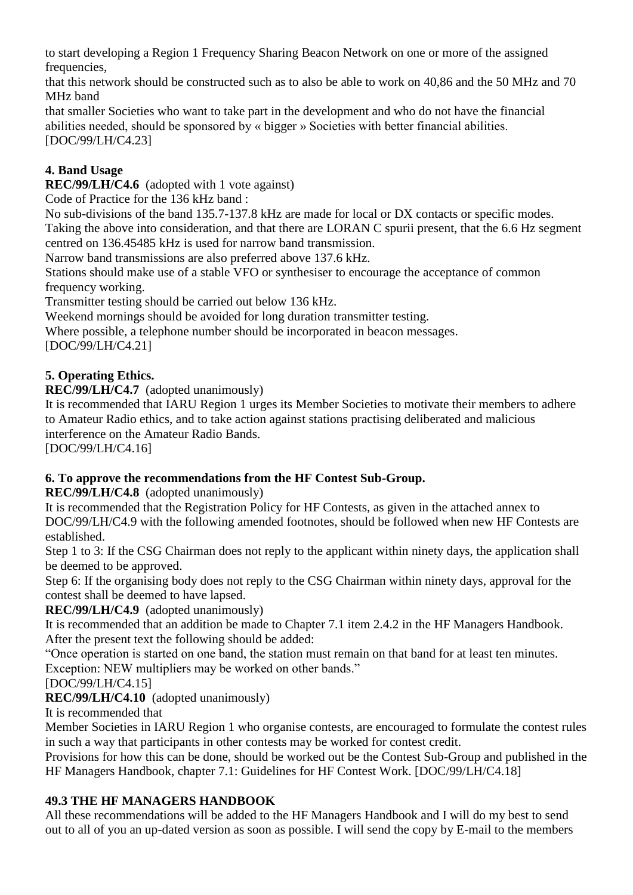to start developing a Region 1 Frequency Sharing Beacon Network on one or more of the assigned frequencies,

that this network should be constructed such as to also be able to work on 40,86 and the 50 MHz and 70 MHz band

that smaller Societies who want to take part in the development and who do not have the financial abilities needed, should be sponsored by « bigger » Societies with better financial abilities.
[DOC/99/LH/C4.23]

**4. Band Usage**

**REC/99/LH/C4.6** (adopted with 1 vote against)

Code of Practice for the 136 kHz band :

No sub-divisions of the band 135.7-137.8 kHz are made for local or DX contacts or specific modes.

Taking the above into consideration, and that there are LORAN C spurii present, that the 6.6 Hz segment centred on 136.45485 kHz is used for narrow band transmission.

Narrow band transmissions are also preferred above 137.6 kHz.

Stations should make use of a stable VFO or synthesiser to encourage the acceptance of common frequency working.

Transmitter testing should be carried out below 136 kHz.

Weekend mornings should be avoided for long duration transmitter testing.

Where possible, a telephone number should be incorporated in beacon messages.

[DOC/99/LH/C4.21]

**5. Operating Ethics.**

**REC/99/LH/C4.7** (adopted unanimously)

It is recommended that IARU Region 1 urges its Member Societies to motivate their members to adhere to Amateur Radio ethics, and to take action against stations practising deliberated and malicious interference on the Amateur Radio Bands.

[DOC/99/LH/C4.16]

**6. To approve the recommendations from the HF Contest Sub-Group.**

**REC/99/LH/C4.8** (adopted unanimously)

It is recommended that the Registration Policy for HF Contests, as given in the attached annex to DOC/99/LH/C4.9 with the following amended footnotes, should be followed when new HF Contests are established.

Step 1 to 3: If the CSG Chairman does not reply to the applicant within ninety days, the application shall be deemed to be approved.

Step 6: If the organising body does not reply to the CSG Chairman within ninety days, approval for the contest shall be deemed to have lapsed.

**REC/99/LH/C4.9** (adopted unanimously)

It is recommended that an addition be made to Chapter 7.1 item 2.4.2 in the HF Managers Handbook. After the present text the following should be added:

"Once operation is started on one band, the station must remain on that band for at least ten minutes. Exception: NEW multipliers may be worked on other bands."

[DOC/99/LH/C4.15]

**REC/99/LH/C4.10** (adopted unanimously)

It is recommended that

Member Societies in IARU Region 1 who organise contests, are encouraged to formulate the contest rules in such a way that participants in other contests may be worked for contest credit.

Provisions for how this can be done, should be worked out be the Contest Sub-Group and published in the HF Managers Handbook, chapter 7.1: Guidelines for HF Contest Work. [DOC/99/LH/C4.18]

**49.3 THE HF MANAGERS HANDBOOK**

All these recommendations will be added to the HF Managers Handbook and I will do my best to send out to all of you an up-dated version as soon as possible. I will send the copy by E-mail to the members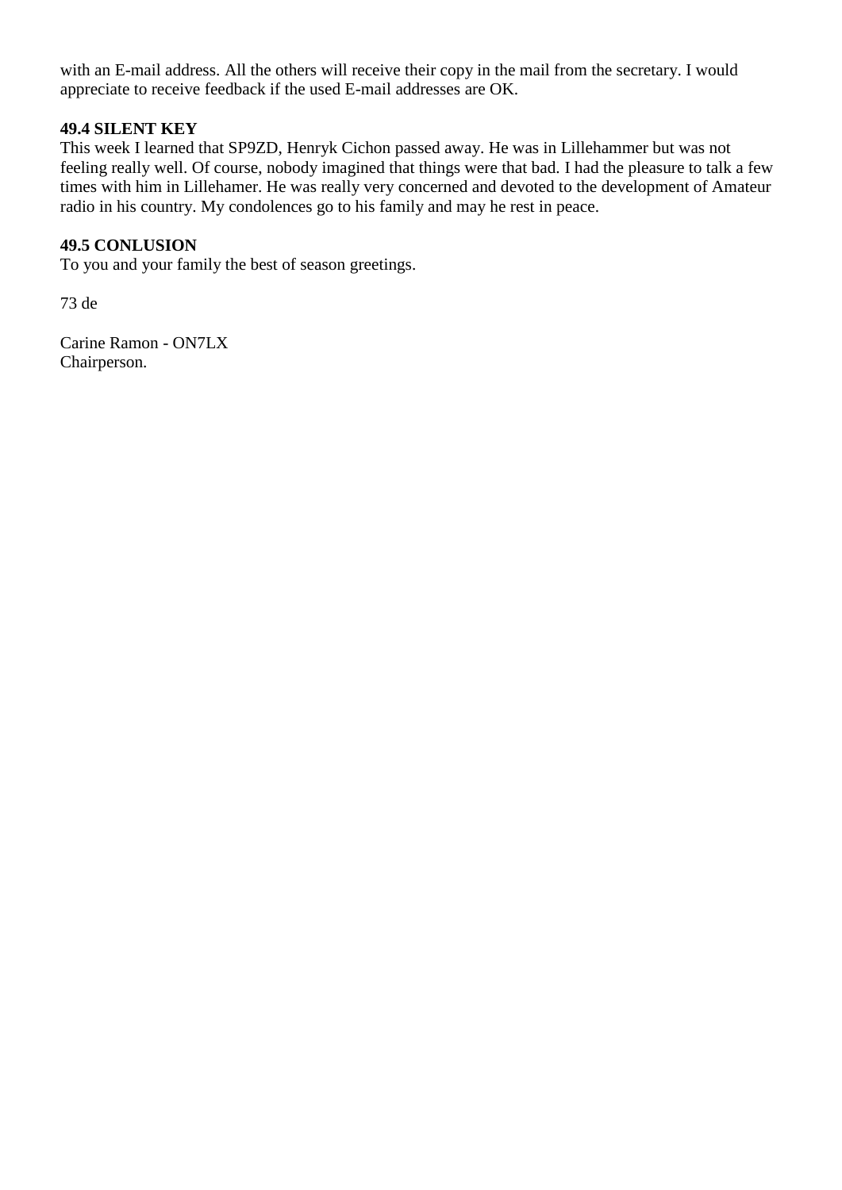with an E-mail address. All the others will receive their copy in the mail from the secretary. I would appreciate to receive feedback if the used E-mail addresses are OK.

**49.4 SILENT KEY**

This week I learned that SP9ZD, Henryk Cichon passed away. He was in Lillehammer but was not feeling really well. Of course, nobody imagined that things were that bad. I had the pleasure to talk a few times with him in Lillehamer. He was really very concerned and devoted to the development of Amateur radio in his country. My condolences go to his family and may he rest in peace.

**49.5 CONLUSION**

To you and your family the best of season greetings.

73 de

Carine Ramon - ON7LX
Chairperson.